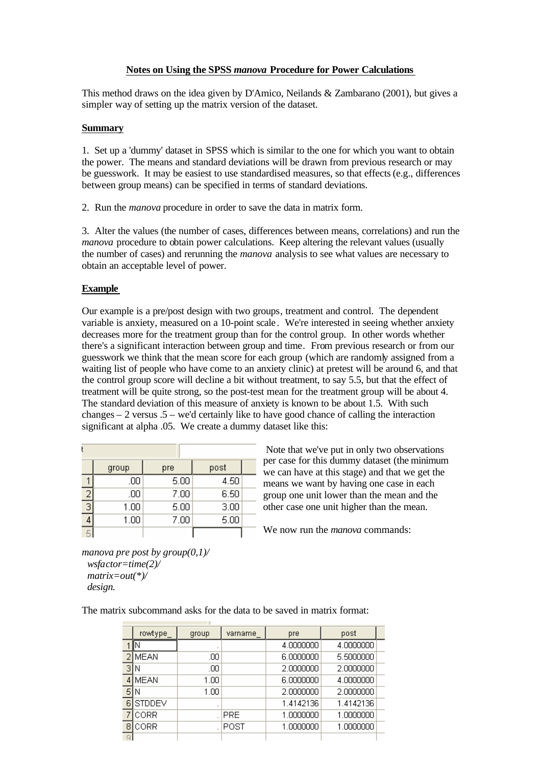# Notes on Using the SPSS *manova* Procedure for Power Calculations

This method draws on the idea given by D'Amico, Neilands & Zambarano (2001), but gives a simpler way of setting up the matrix version of the dataset.

## Summary

1. Set up a 'dummy' dataset in SPSS which is similar to the one for which you want to obtain the power. The means and standard deviations will be drawn from previous research or may be guesswork. It may be easiest to use standardised measures, so that effects (e.g., differences between group means) can be specified in terms of standard deviations.

2. Run the *manova* procedure in order to save the data in matrix form.

3. Alter the values (the number of cases, differences between means, correlations) and run the *manova* procedure to obtain power calculations. Keep altering the relevant values (usually the number of cases) and rerunning the *manova* analysis to see what values are necessary to obtain an acceptable level of power.

## Example

Our example is a pre/post design with two groups, treatment and control. The dependent variable is anxiety, measured on a 10-point scale. We're interested in seeing whether anxiety decreases more for the treatment group than for the control group. In other words whether there's a significant interaction between group and time. From previous research or from our guesswork we think that the mean score for each group (which are randomly assigned from a waiting list of people who have come to an anxiety clinic) at pretest will be around 6, and that the control group score will decline a bit without treatment, to say 5.5, but that the effect of treatment will be quite strong, so the post-test mean for the treatment group will be about 4. The standard deviation of this measure of anxiety is known to be about 1.5. With such changes – 2 versus .5 – we'd certainly like to have good chance of calling the interaction significant at alpha .05. We create a dummy dataset like this:

| | group | pre | post |
|---|---|---|---|
| 1 | .00 | 5.00 | 4.50 |
| 2 | .00 | 7.00 | 6.50 |
| 3 | 1.00 | 5.00 | 3.00 |
| 4 | 1.00 | 7.00 | 5.00 |

Note that we've put in only two observations per case for this dummy dataset (the minimum we can have at this stage) and that we get the means we want by having one case in each group one unit lower than the mean and the other case one unit higher than the mean.

We now run the *manova* commands:

```
manova pre post by group(0,1)/
  wsfactor=time(2)/
  matrix=out(*)/
  design.
```

The matrix subcommand asks for the data to be saved in matrix format:

| | rowtype_ | group | varname_ | pre | post |
|---|---|---|---|---|---|
| 1 | N | . | | 4.0000000 | 4.0000000 |
| 2 | MEAN | .00 | | 6.0000000 | 5.5000000 |
| 3 | N | .00 | | 2.0000000 | 2.0000000 |
| 4 | MEAN | 1.00 | | 6.0000000 | 4.0000000 |
| 5 | N | 1.00 | | 2.0000000 | 2.0000000 |
| 6 | STDDEV | . | | 1.4142136 | 1.4142136 |
| 7 | CORR | . | PRE | 1.0000000 | 1.0000000 |
| 8 | CORR | . | POST | 1.0000000 | 1.0000000 |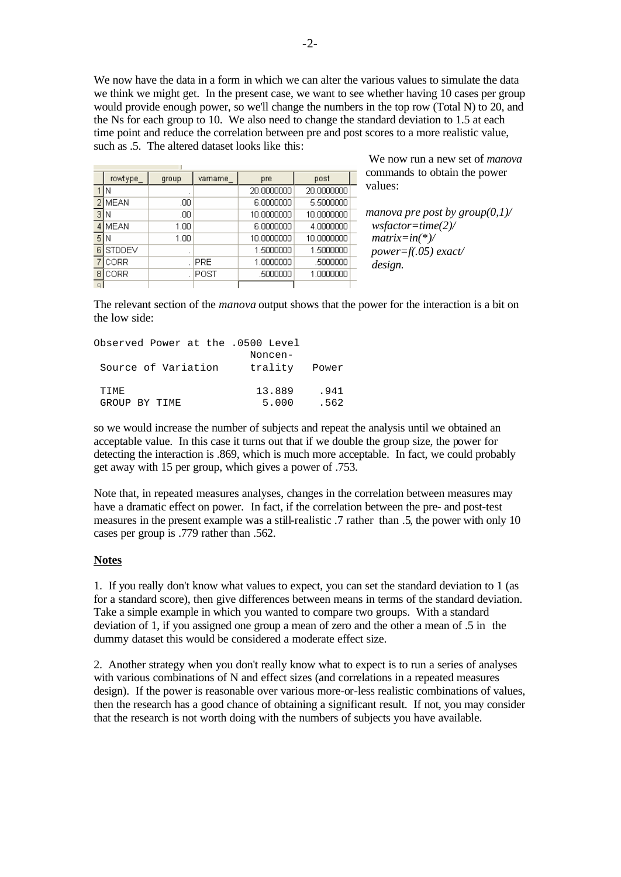We now have the data in a form in which we can alter the various values to simulate the data we think we might get. In the present case, we want to see whether having 10 cases per group would provide enough power, so we'll change the numbers in the top row (Total N) to 20, and the Ns for each group to 10. We also need to change the standard deviation to 1.5 at each time point and reduce the correlation between pre and post scores to a more realistic value, such as .5. The altered dataset looks like this:

| | rowtype_ | group | varname_ | pre | post |
|---|---|---|---|---|---|
| 1 | N | . | | 20.0000000 | 20.0000000 |
| 2 | MEAN | .00 | | 6.0000000 | 5.5000000 |
| 3 | N | .00 | | 10.0000000 | 10.0000000 |
| 4 | MEAN | 1.00 | | 6.0000000 | 4.0000000 |
| 5 | N | 1.00 | | 10.0000000 | 10.0000000 |
| 6 | STDDEV | . | | 1.5000000 | 1.5000000 |
| 7 | CORR | . | PRE | 1.0000000 | .5000000 |
| 8 | CORR | . | POST | .5000000 | 1.0000000 |

We now run a new set of *manova* commands to obtain the power values:

```
manova pre post by group(0,1)/
  wsfactor=time(2)/
  matrix=in(*)/
  power=f(.05) exact/
  design.
```

The relevant section of the *manova* output shows that the power for the interaction is a bit on the low side:

```
Observed Power at the .0500 Level
                          Noncen-
 Source of Variation      trality   Power

 TIME                      13.889    .941
 GROUP BY TIME              5.000    .562
```

so we would increase the number of subjects and repeat the analysis until we obtained an acceptable value. In this case it turns out that if we double the group size, the power for detecting the interaction is .869, which is much more acceptable. In fact, we could probably get away with 15 per group, which gives a power of .753.

Note that, in repeated measures analyses, changes in the correlation between measures may have a dramatic effect on power. In fact, if the correlation between the pre- and post-test measures in the present example was a still-realistic .7 rather than .5, the power with only 10 cases per group is .779 rather than .562.

**Notes**

1. If you really don't know what values to expect, you can set the standard deviation to 1 (as for a standard score), then give differences between means in terms of the standard deviation. Take a simple example in which you wanted to compare two groups. With a standard deviation of 1, if you assigned one group a mean of zero and the other a mean of .5 in the dummy dataset this would be considered a moderate effect size.

2. Another strategy when you don't really know what to expect is to run a series of analyses with various combinations of N and effect sizes (and correlations in a repeated measures design). If the power is reasonable over various more-or-less realistic combinations of values, then the research has a good chance of obtaining a significant result. If not, you may consider that the research is not worth doing with the numbers of subjects you have available.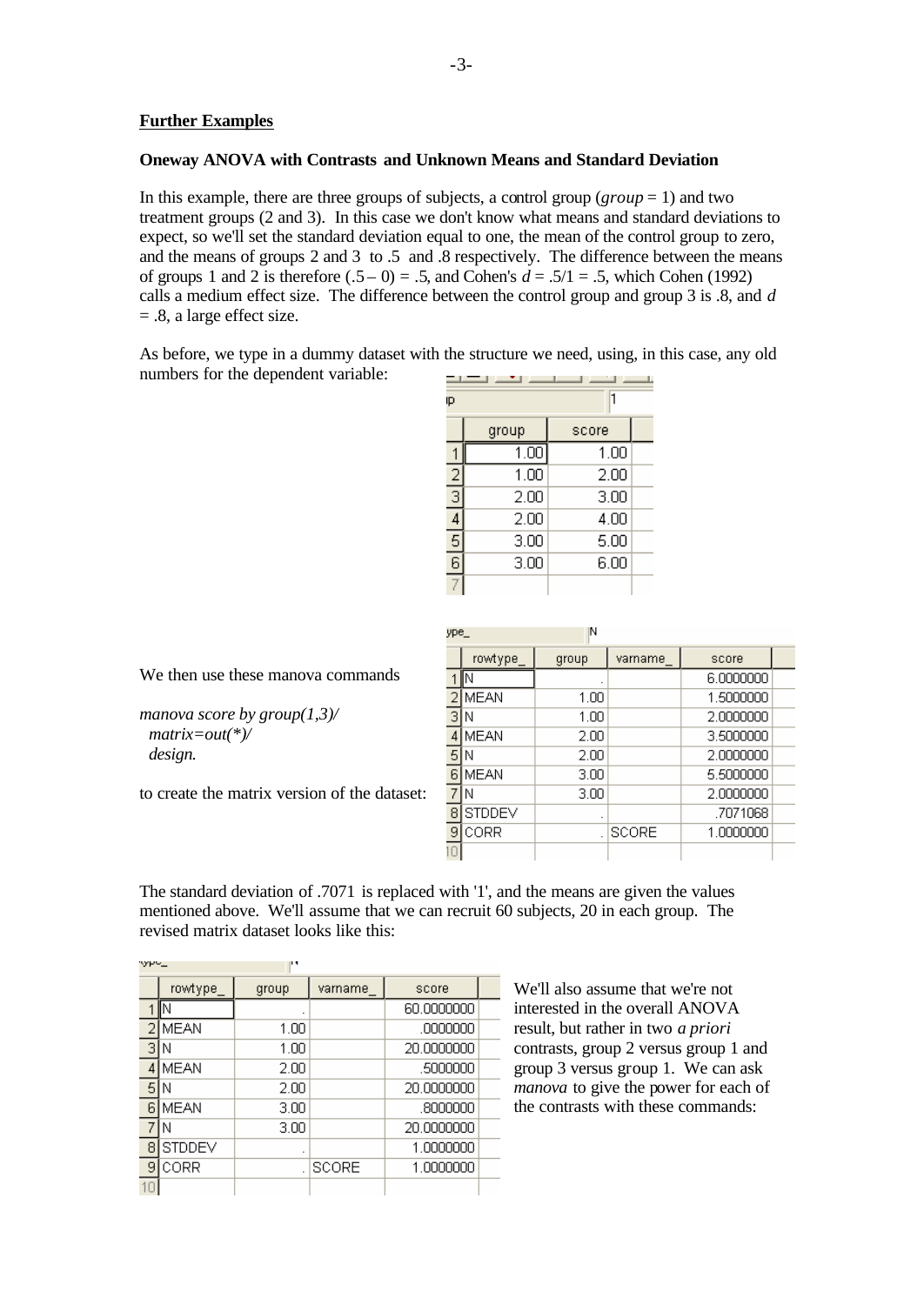## Further Examples

### Oneway ANOVA with Contrasts and Unknown Means and Standard Deviation

In this example, there are three groups of subjects, a control group (*group* = 1) and two treatment groups (2 and 3). In this case we don't know what means and standard deviations to expect, so we'll set the standard deviation equal to one, the mean of the control group to zero, and the means of groups 2 and 3 to .5 and .8 respectively. The difference between the means of groups 1 and 2 is therefore $(.5 - 0) = .5$, and Cohen's $d = .5/1 = .5$, which Cohen (1992) calls a medium effect size. The difference between the control group and group 3 is .8, and $d = .8$, a large effect size.

As before, we type in a dummy dataset with the structure we need, using, in this case, any old numbers for the dependent variable:

| | group | score |
|---|---|---|
| 1 | 1.00 | 1.00 |
| 2 | 1.00 | 2.00 |
| 3 | 2.00 | 3.00 |
| 4 | 2.00 | 4.00 |
| 5 | 3.00 | 5.00 |
| 6 | 3.00 | 6.00 |

We then use these manova commands

```
manova score by group(1,3)/
  matrix=out(*)/
  design.
```

to create the matrix version of the dataset:

| | rowtype_ | group | varname_ | score |
|---|---|---|---|---|
| 1 | N | . | | 6.0000000 |
| 2 | MEAN | 1.00 | | 1.5000000 |
| 3 | N | 1.00 | | 2.0000000 |
| 4 | MEAN | 2.00 | | 3.5000000 |
| 5 | N | 2.00 | | 2.0000000 |
| 6 | MEAN | 3.00 | | 5.5000000 |
| 7 | N | 3.00 | | 2.0000000 |
| 8 | STDDEV | . | | .7071068 |
| 9 | CORR | . | SCORE | 1.0000000 |

The standard deviation of .7071 is replaced with '1', and the means are given the values mentioned above. We'll assume that we can recruit 60 subjects, 20 in each group. The revised matrix dataset looks like this:

| | rowtype_ | group | varname_ | score |
|---|---|---|---|---|
| 1 | N | . | | 60.0000000 |
| 2 | MEAN | 1.00 | | .0000000 |
| 3 | N | 1.00 | | 20.0000000 |
| 4 | MEAN | 2.00 | | .5000000 |
| 5 | N | 2.00 | | 20.0000000 |
| 6 | MEAN | 3.00 | | .8000000 |
| 7 | N | 3.00 | | 20.0000000 |
| 8 | STDDEV | . | | 1.0000000 |
| 9 | CORR | . | SCORE | 1.0000000 |

We'll also assume that we're not interested in the overall ANOVA result, but rather in two *a priori* contrasts, group 2 versus group 1 and group 3 versus group 1. We can ask *manova* to give the power for each of the contrasts with these commands: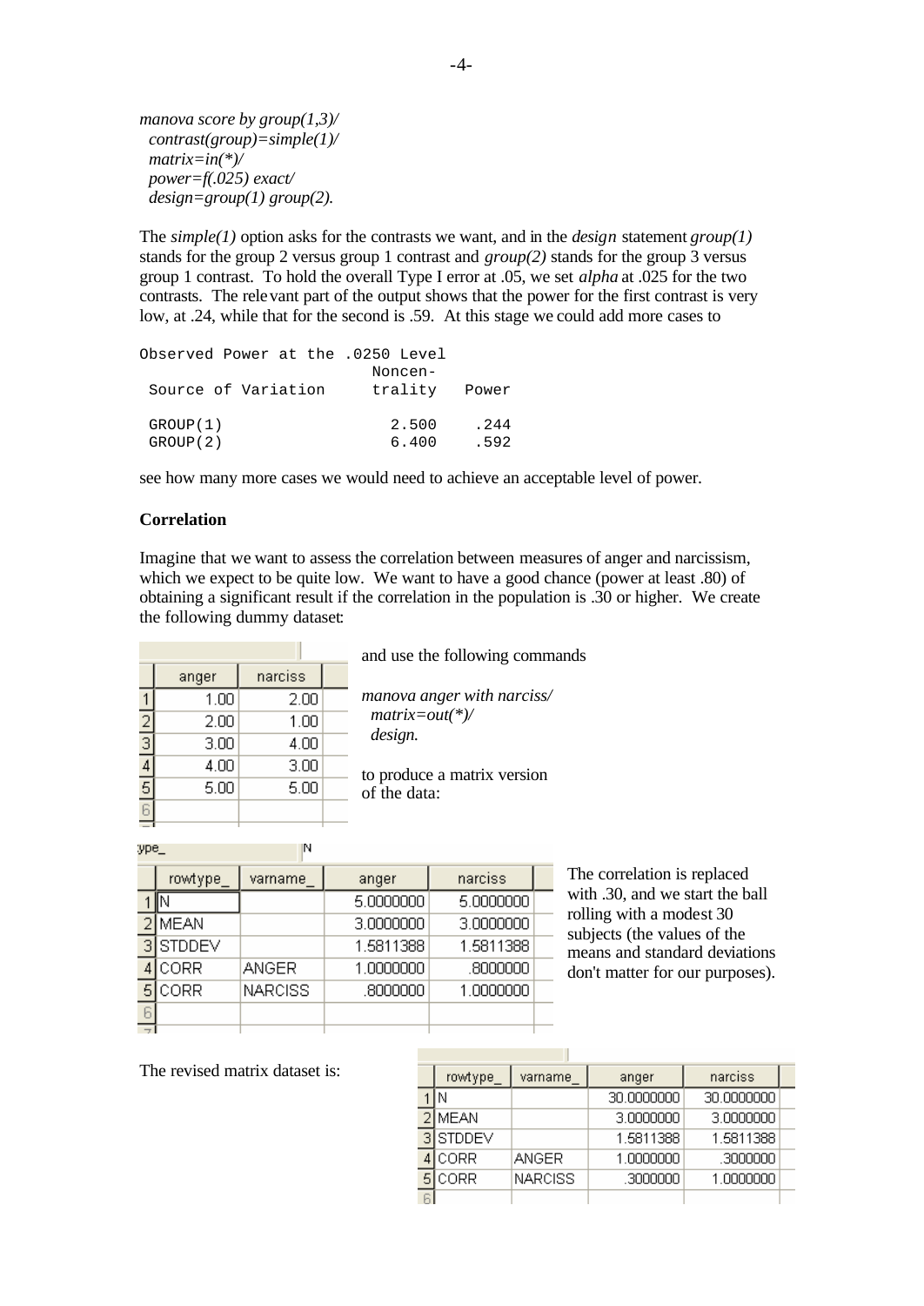```
manova score by group(1,3)/
  contrast(group)=simple(1)/
  matrix=in(*)/
  power=f(.025) exact/
  design=group(1) group(2).
```

The *simple(1)* option asks for the contrasts we want, and in the *design* statement *group(1)* stands for the group 2 versus group 1 contrast and *group(2)* stands for the group 3 versus group 1 contrast. To hold the overall Type I error at .05, we set *alpha* at .025 for the two contrasts. The relevant part of the output shows that the power for the first contrast is very low, at .24, while that for the second is .59. At this stage we could add more cases to

```
Observed Power at the .0250 Level
                          Noncen-
 Source of Variation      trality   Power

 GROUP(1)                   2.500    .244
 GROUP(2)                   6.400    .592
```

see how many more cases we would need to achieve an acceptable level of power.

**Correlation**

Imagine that we want to assess the correlation between measures of anger and narcissism, which we expect to be quite low. We want to have a good chance (power at least .80) of obtaining a significant result if the correlation in the population is .30 or higher. We create the following dummy dataset:

| | anger | narciss |
|---|---|---|
| 1 | 1.00 | 2.00 |
| 2 | 2.00 | 1.00 |
| 3 | 3.00 | 4.00 |
| 4 | 4.00 | 3.00 |
| 5 | 5.00 | 5.00 |

and use the following commands

```
manova anger with narciss/
  matrix=out(*)/
  design.
```

to produce a matrix version of the data:

| | rowtype_ | varname_ | anger | narciss |
|---|---|---|---|---|
| 1 | N | | 5.0000000 | 5.0000000 |
| 2 | MEAN | | 3.0000000 | 3.0000000 |
| 3 | STDDEV | | 1.5811388 | 1.5811388 |
| 4 | CORR | ANGER | 1.0000000 | .8000000 |
| 5 | CORR | NARCISS | .8000000 | 1.0000000 |

The correlation is replaced with .30, and we start the ball rolling with a modest 30 subjects (the values of the means and standard deviations don't matter for our purposes).

The revised matrix dataset is:

| | rowtype_ | varname_ | anger | narciss |
|---|---|---|---|---|
| 1 | N | | 30.0000000 | 30.0000000 |
| 2 | MEAN | | 3.0000000 | 3.0000000 |
| 3 | STDDEV | | 1.5811388 | 1.5811388 |
| 4 | CORR | ANGER | 1.0000000 | .3000000 |
| 5 | CORR | NARCISS | .3000000 | 1.0000000 |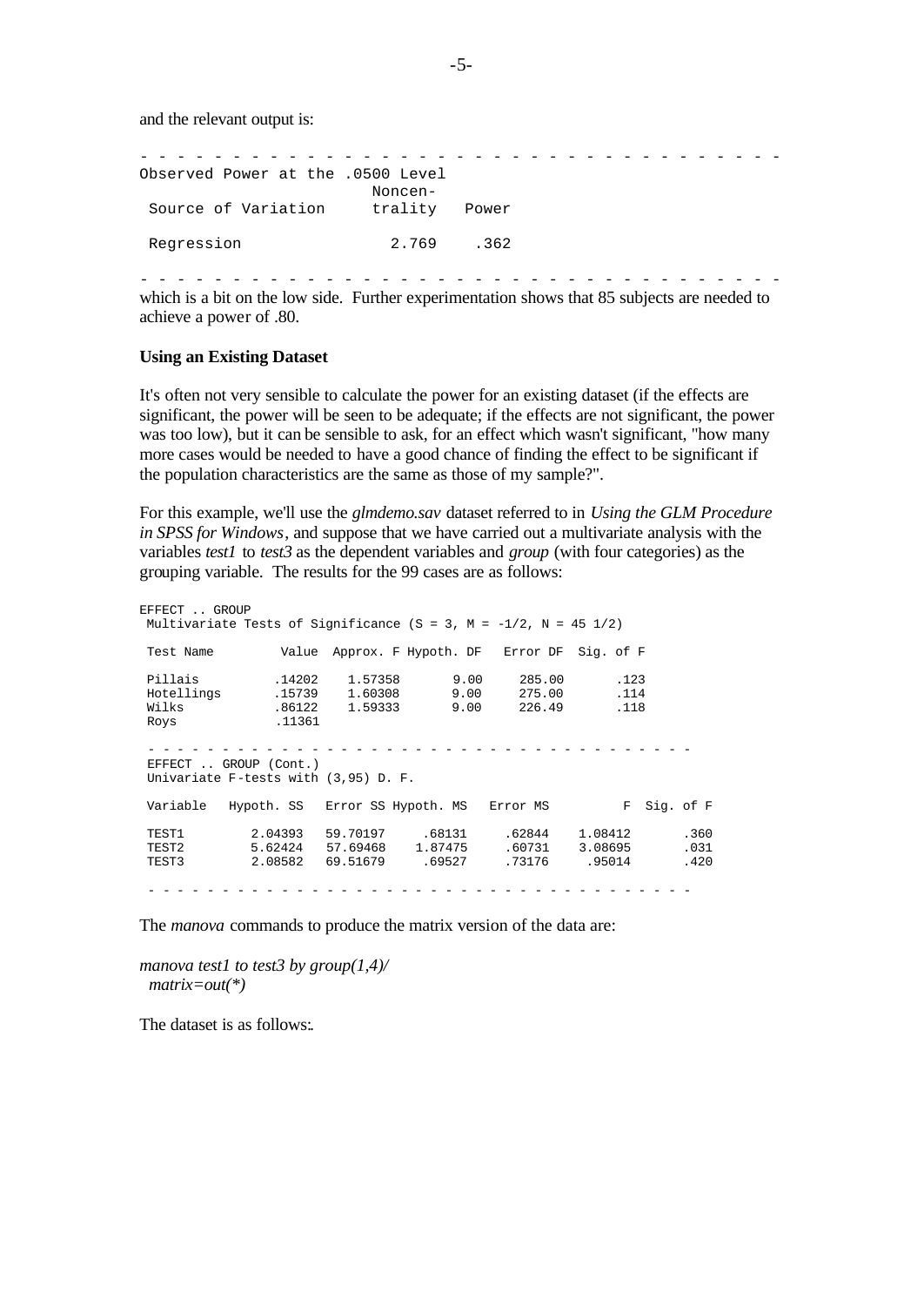and the relevant output is:

```
- - - - - - - - - - - - - - - - - - - - - - - - - - - - - - - - - - - - -
Observed Power at the .0500 Level
                         Noncen-
 Source of Variation     trality   Power

 Regression                2.769    .362

- - - - - - - - - - - - - - - - - - - - - - - - - - - - - - - - - - - - -
```

which is a bit on the low side. Further experimentation shows that 85 subjects are needed to achieve a power of .80.

**Using an Existing Dataset**

It's often not very sensible to calculate the power for an existing dataset (if the effects are significant, the power will be seen to be adequate; if the effects are not significant, the power was too low), but it can be sensible to ask, for an effect which wasn't significant, "how many more cases would be needed to have a good chance of finding the effect to be significant if the population characteristics are the same as those of my sample?".

For this example, we'll use the *glmdemo.sav* dataset referred to in *Using the GLM Procedure in SPSS for Windows*, and suppose that we have carried out a multivariate analysis with the variables *test1* to *test3* as the dependent variables and *group* (with four categories) as the grouping variable. The results for the 99 cases are as follows:

```
EFFECT .. GROUP
 Multivariate Tests of Significance (S = 3, M = -1/2, N = 45 1/2)

 Test Name         Value  Approx. F Hypoth. DF   Error DF  Sig. of F

 Pillais          .14202    1.57358       9.00     285.00       .123
 Hotellings       .15739    1.60308       9.00     275.00       .114
 Wilks            .86122    1.59333       9.00     226.49       .118
 Roys             .11361

 - - - - - - - - - - - - - - - - - - - - - - - - - - - - - - - - - - - -
 EFFECT .. GROUP (Cont.)
 Univariate F-tests with (3,95) D. F.

 Variable   Hypoth. SS   Error SS Hypoth. MS   Error MS          F  Sig. of F

 TEST1         2.04393   59.70197     .68131     .62844    1.08412       .360
 TEST2         5.62424   57.69468    1.87475     .60731    3.08695       .031
 TEST3         2.08582   69.51679     .69527     .73176     .95014       .420

 - - - - - - - - - - - - - - - - - - - - - - - - - - - - - - - - - - - -
```

The *manova* commands to produce the matrix version of the data are:

*manova test1 to test3 by group(1,4)/*
 *matrix=out(\*)*

The dataset is as follows: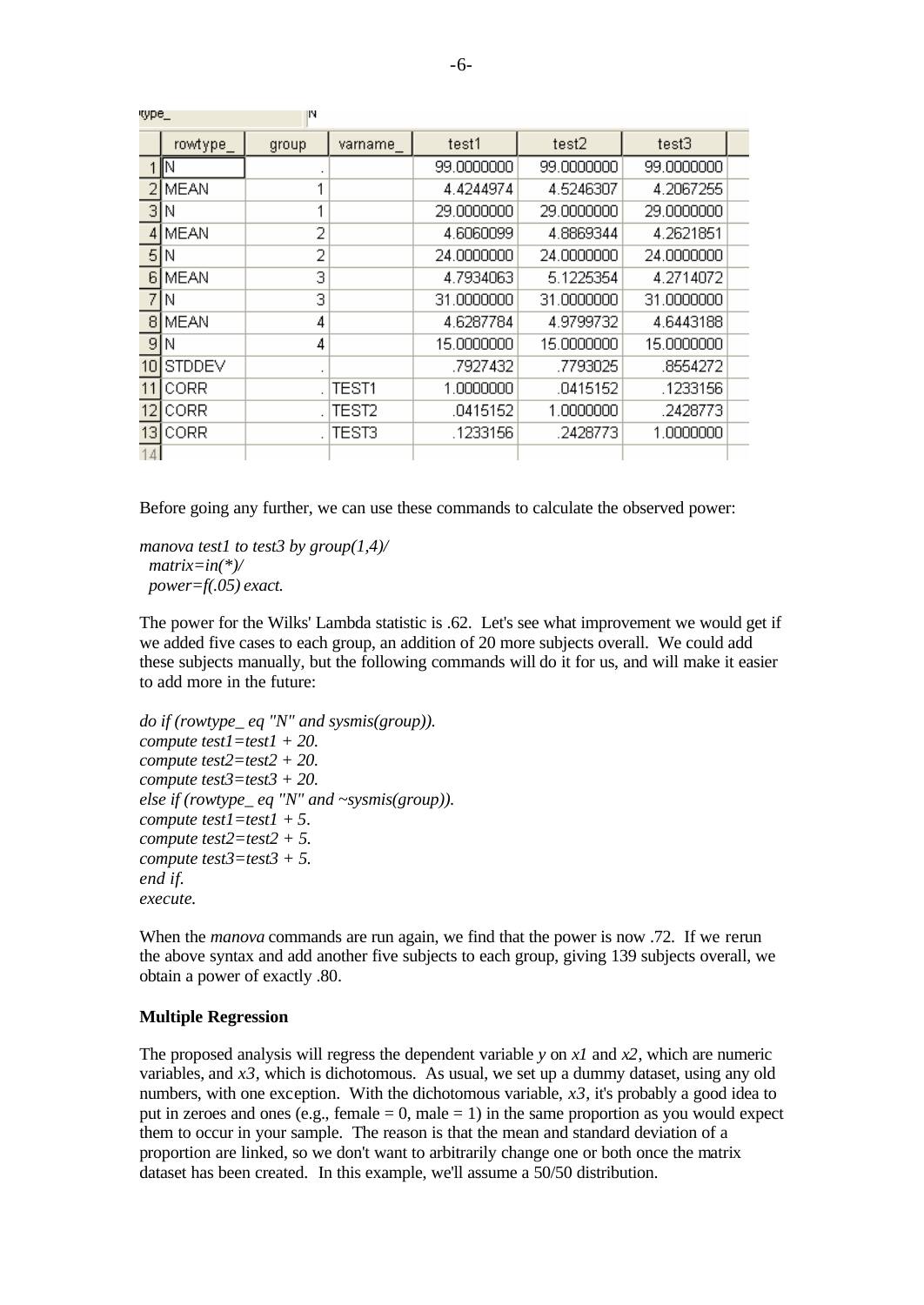| | rowtype_ | group | varname_ | test1 | test2 | test3 |
|---|---|---|---|---|---|---|
| 1 | N | . | | 99.0000000 | 99.0000000 | 99.0000000 |
| 2 | MEAN | 1 | | 4.4244974 | 4.5246307 | 4.2067255 |
| 3 | N | 1 | | 29.0000000 | 29.0000000 | 29.0000000 |
| 4 | MEAN | 2 | | 4.6060099 | 4.8869344 | 4.2621851 |
| 5 | N | 2 | | 24.0000000 | 24.0000000 | 24.0000000 |
| 6 | MEAN | 3 | | 4.7934063 | 5.1225354 | 4.2714072 |
| 7 | N | 3 | | 31.0000000 | 31.0000000 | 31.0000000 |
| 8 | MEAN | 4 | | 4.6287784 | 4.9799732 | 4.6443188 |
| 9 | N | 4 | | 15.0000000 | 15.0000000 | 15.0000000 |
| 10 | STDDEV | . | | .7927432 | .7793025 | .8554272 |
| 11 | CORR | . | TEST1 | 1.0000000 | .0415152 | .1233156 |
| 12 | CORR | . | TEST2 | .0415152 | 1.0000000 | .2428773 |
| 13 | CORR | . | TEST3 | .1233156 | .2428773 | 1.0000000 |

Before going any further, we can use these commands to calculate the observed power:

```
manova test1 to test3 by group(1,4)/
  matrix=in(*)/
  power=f(.05) exact.
```

The power for the Wilks' Lambda statistic is .62. Let's see what improvement we would get if we added five cases to each group, an addition of 20 more subjects overall. We could add these subjects manually, but the following commands will do it for us, and will make it easier to add more in the future:

```
do if (rowtype_ eq "N" and sysmis(group)).
compute test1=test1 + 20.
compute test2=test2 + 20.
compute test3=test3 + 20.
else if (rowtype_ eq "N" and ~sysmis(group)).
compute test1=test1 + 5.
compute test2=test2 + 5.
compute test3=test3 + 5.
end if.
execute.
```

When the *manova* commands are run again, we find that the power is now .72. If we rerun the above syntax and add another five subjects to each group, giving 139 subjects overall, we obtain a power of exactly .80.

**Multiple Regression**

The proposed analysis will regress the dependent variable *y* on *x1* and *x2*, which are numeric variables, and *x3*, which is dichotomous. As usual, we set up a dummy dataset, using any old numbers, with one exception. With the dichotomous variable, *x3*, it's probably a good idea to put in zeroes and ones (e.g., female = 0, male = 1) in the same proportion as you would expect them to occur in your sample. The reason is that the mean and standard deviation of a proportion are linked, so we don't want to arbitrarily change one or both once the matrix dataset has been created. In this example, we'll assume a 50/50 distribution.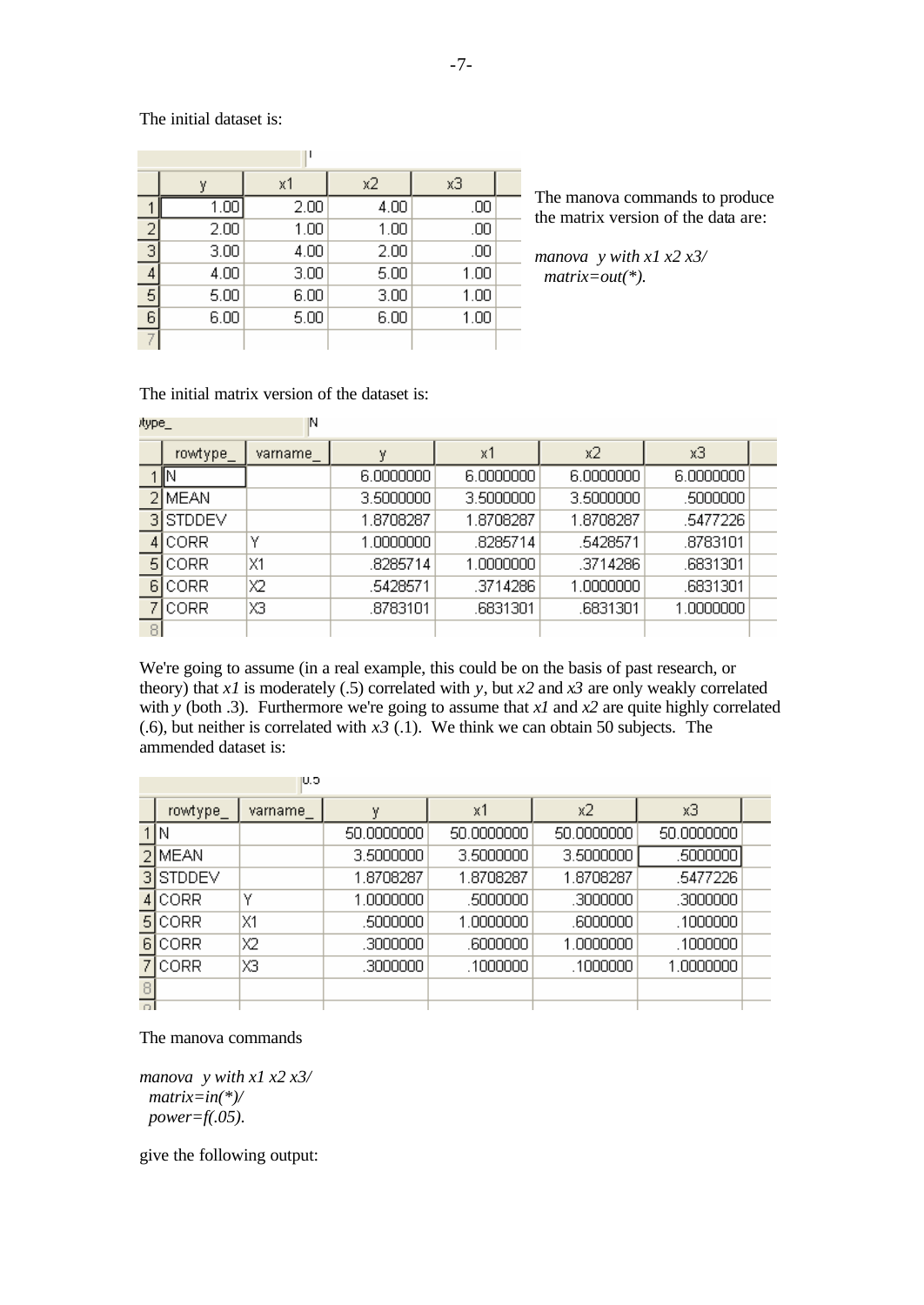The initial dataset is:

|   | y | x1 | x2 | x3 |
|---|---|---|---|---|
| 1 | 1.00 | 2.00 | 4.00 | .00 |
| 2 | 2.00 | 1.00 | 1.00 | .00 |
| 3 | 3.00 | 4.00 | 2.00 | .00 |
| 4 | 4.00 | 3.00 | 5.00 | 1.00 |
| 5 | 5.00 | 6.00 | 3.00 | 1.00 |
| 6 | 6.00 | 5.00 | 6.00 | 1.00 |

The manova commands to produce the matrix version of the data are:

```
manova  y with x1 x2 x3/
  matrix=out(*).
```

The initial matrix version of the dataset is:

|   | rowtype_ | varname_ | y | x1 | x2 | x3 |
|---|---|---|---|---|---|---|
| 1 | N | | 6.0000000 | 6.0000000 | 6.0000000 | 6.0000000 |
| 2 | MEAN | | 3.5000000 | 3.5000000 | 3.5000000 | .5000000 |
| 3 | STDDEV | | 1.8708287 | 1.8708287 | 1.8708287 | .5477226 |
| 4 | CORR | Y | 1.0000000 | .8285714 | .5428571 | .8783101 |
| 5 | CORR | X1 | .8285714 | 1.0000000 | .3714286 | .6831301 |
| 6 | CORR | X2 | .5428571 | .3714286 | 1.0000000 | .6831301 |
| 7 | CORR | X3 | .8783101 | .6831301 | .6831301 | 1.0000000 |

We're going to assume (in a real example, this could be on the basis of past research, or theory) that *x1* is moderately (.5) correlated with *y*, but *x2* and *x3* are only weakly correlated with *y* (both .3). Furthermore we're going to assume that *x1* and *x2* are quite highly correlated (.6), but neither is correlated with *x3* (.1). We think we can obtain 50 subjects. The ammended dataset is:

|   | rowtype_ | varname_ | y | x1 | x2 | x3 |
|---|---|---|---|---|---|---|
| 1 | N | | 50.0000000 | 50.0000000 | 50.0000000 | 50.0000000 |
| 2 | MEAN | | 3.5000000 | 3.5000000 | 3.5000000 | .5000000 |
| 3 | STDDEV | | 1.8708287 | 1.8708287 | 1.8708287 | .5477226 |
| 4 | CORR | Y | 1.0000000 | .5000000 | .3000000 | .3000000 |
| 5 | CORR | X1 | .5000000 | 1.0000000 | .6000000 | .1000000 |
| 6 | CORR | X2 | .3000000 | .6000000 | 1.0000000 | .1000000 |
| 7 | CORR | X3 | .3000000 | .1000000 | .1000000 | 1.0000000 |

The manova commands

```
manova  y with x1 x2 x3/
  matrix=in(*)/
  power=f(.05).
```

give the following output: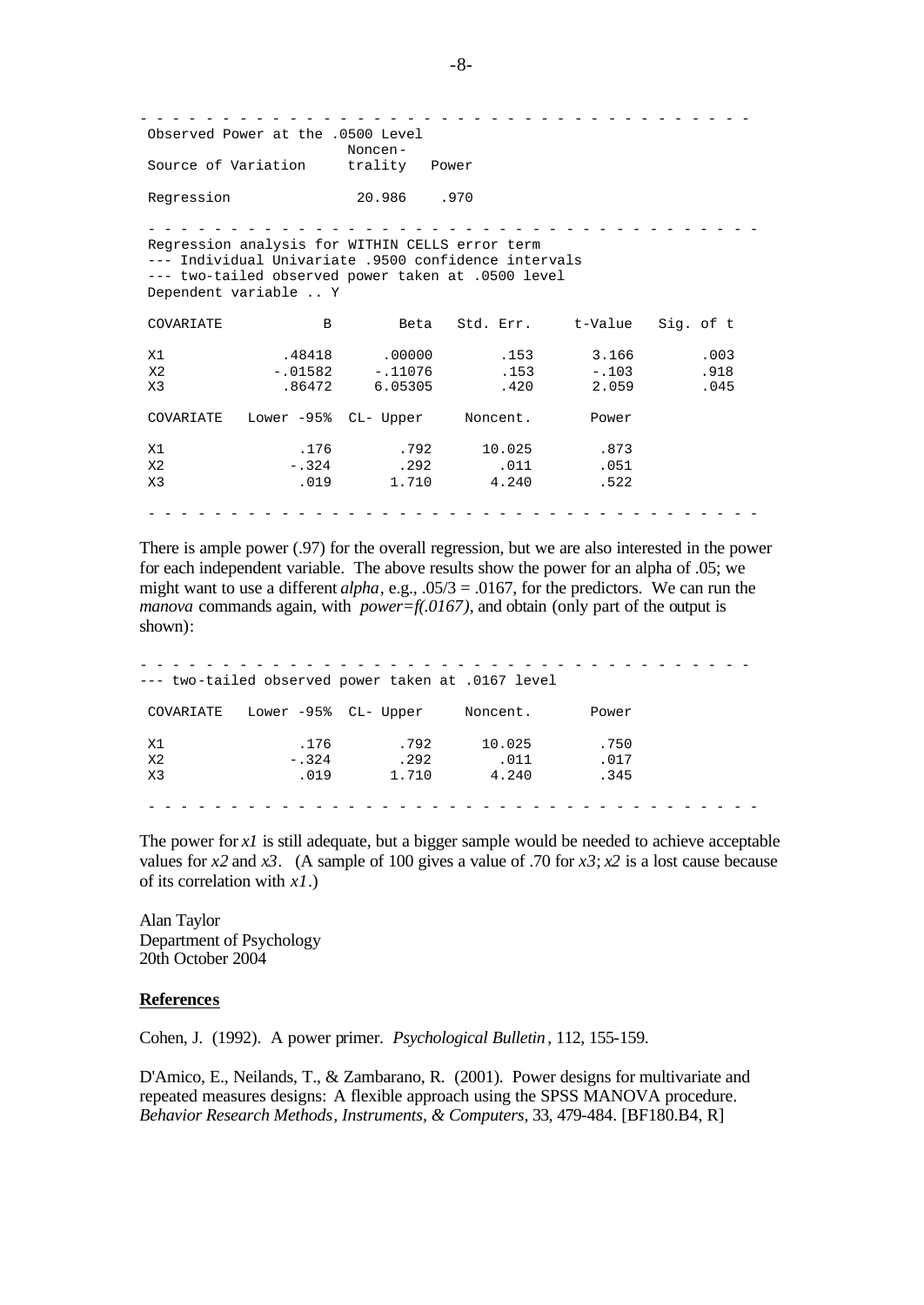```
- - - - - - - - - - - - - - - - - - - - - - - - - - - - - - - - - - - - - - -
 Observed Power at the .0500 Level
                        Noncen-
 Source of Variation     trality   Power

 Regression               20.986    .970

 - - - - - - - - - - - - - - - - - - - - - - - - - - - - - - - - - - - - - - -
 Regression analysis for WITHIN CELLS error term
 --- Individual Univariate .9500 confidence intervals
 --- two-tailed observed power taken at .0500 level
 Dependent variable .. Y

 COVARIATE            B        Beta   Std. Err.     t-Value   Sig. of t

 X1             .48418      .00000        .153       3.166        .003
 X2            -.01582     -.11076        .153       -.103        .918
 X3             .86472     6.05305        .420       2.059        .045

 COVARIATE   Lower -95%  CL- Upper     Noncent.       Power

 X1               .176        .792      10.025        .873
 X2              -.324        .292        .011        .051
 X3               .019       1.710       4.240        .522

 - - - - - - - - - - - - - - - - - - - - - - - - - - - - - - - - - - - - - - -
```

There is ample power (.97) for the overall regression, but we are also interested in the power for each independent variable. The above results show the power for an alpha of .05; we might want to use a different *alpha*, e.g., .05/3 = .0167, for the predictors. We can run the *manova* commands again, with *power=f(.0167)*, and obtain (only part of the output is shown):

```
- - - - - - - - - - - - - - - - - - - - - - - - - - - - - - - - - - - - - - -
--- two-tailed observed power taken at .0167 level

 COVARIATE   Lower -95%  CL- Upper     Noncent.       Power

 X1               .176        .792      10.025        .750
 X2              -.324        .292        .011        .017
 X3               .019       1.710       4.240        .345

 - - - - - - - - - - - - - - - - - - - - - - - - - - - - - - - - - - - - - - -
```

The power for *x1* is still adequate, but a bigger sample would be needed to achieve acceptable values for *x2* and *x3*. (A sample of 100 gives a value of .70 for *x3*; *x2* is a lost cause because of its correlation with *x1*.)

Alan Taylor
Department of Psychology
20th October 2004

**References**

Cohen, J. (1992). A power primer. *Psychological Bulletin*, 112, 155-159.

D'Amico, E., Neilands, T., & Zambarano, R. (2001). Power designs for multivariate and repeated measures designs: A flexible approach using the SPSS MANOVA procedure. *Behavior Research Methods, Instruments, & Computers*, 33, 479-484. [BF180.B4, R]